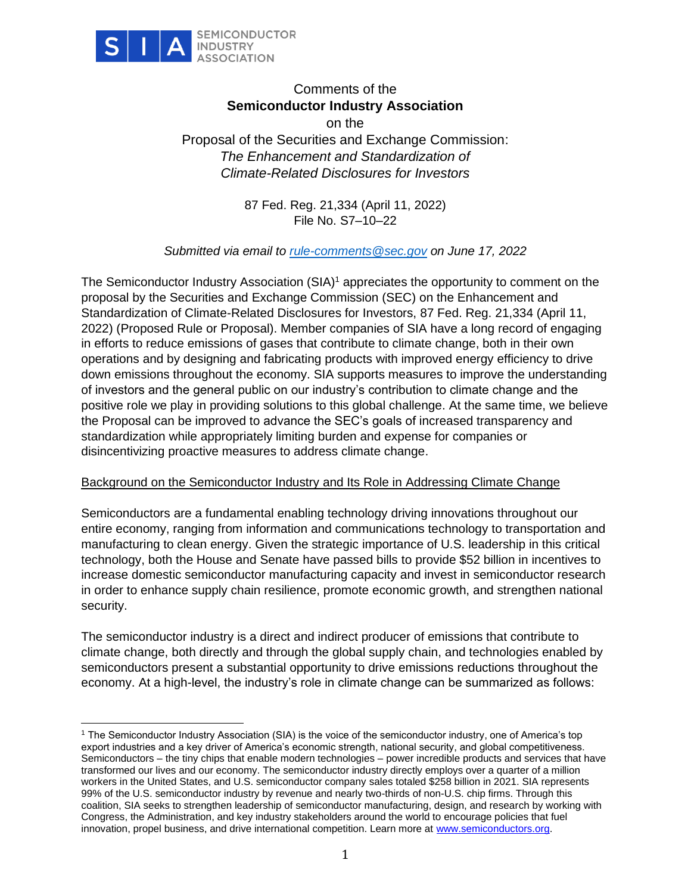SIA SEMICONDUCTOR INDUSTRY ASSOCIATION

Comments of the
**Semiconductor Industry Association**
on the
Proposal of the Securities and Exchange Commission:
*The Enhancement and Standardization of Climate-Related Disclosures for Investors*

87 Fed. Reg. 21,334 (April 11, 2022)
File No. S7–10–22

*Submitted via email to rule-comments@sec.gov on June 17, 2022*

The Semiconductor Industry Association (SIA)[1] appreciates the opportunity to comment on the proposal by the Securities and Exchange Commission (SEC) on the Enhancement and Standardization of Climate-Related Disclosures for Investors, 87 Fed. Reg. 21,334 (April 11, 2022) (Proposed Rule or Proposal). Member companies of SIA have a long record of engaging in efforts to reduce emissions of gases that contribute to climate change, both in their own operations and by designing and fabricating products with improved energy efficiency to drive down emissions throughout the economy. SIA supports measures to improve the understanding of investors and the general public on our industry's contribution to climate change and the positive role we play in providing solutions to this global challenge. At the same time, we believe the Proposal can be improved to advance the SEC's goals of increased transparency and standardization while appropriately limiting burden and expense for companies or disincentivizing proactive measures to address climate change.

## Background on the Semiconductor Industry and Its Role in Addressing Climate Change

Semiconductors are a fundamental enabling technology driving innovations throughout our entire economy, ranging from information and communications technology to transportation and manufacturing to clean energy. Given the strategic importance of U.S. leadership in this critical technology, both the House and Senate have passed bills to provide $52 billion in incentives to increase domestic semiconductor manufacturing capacity and invest in semiconductor research in order to enhance supply chain resilience, promote economic growth, and strengthen national security.

The semiconductor industry is a direct and indirect producer of emissions that contribute to climate change, both directly and through the global supply chain, and technologies enabled by semiconductors present a substantial opportunity to drive emissions reductions throughout the economy. At a high-level, the industry's role in climate change can be summarized as follows:

---

[1] The Semiconductor Industry Association (SIA) is the voice of the semiconductor industry, one of America's top export industries and a key driver of America's economic strength, national security, and global competitiveness. Semiconductors – the tiny chips that enable modern technologies – power incredible products and services that have transformed our lives and our economy. The semiconductor industry directly employs over a quarter of a million workers in the United States, and U.S. semiconductor company sales totaled $258 billion in 2021. SIA represents 99% of the U.S. semiconductor industry by revenue and nearly two-thirds of non-U.S. chip firms. Through this coalition, SIA seeks to strengthen leadership of semiconductor manufacturing, design, and research by working with Congress, the Administration, and key industry stakeholders around the world to encourage policies that fuel innovation, propel business, and drive international competition. Learn more at www.semiconductors.org.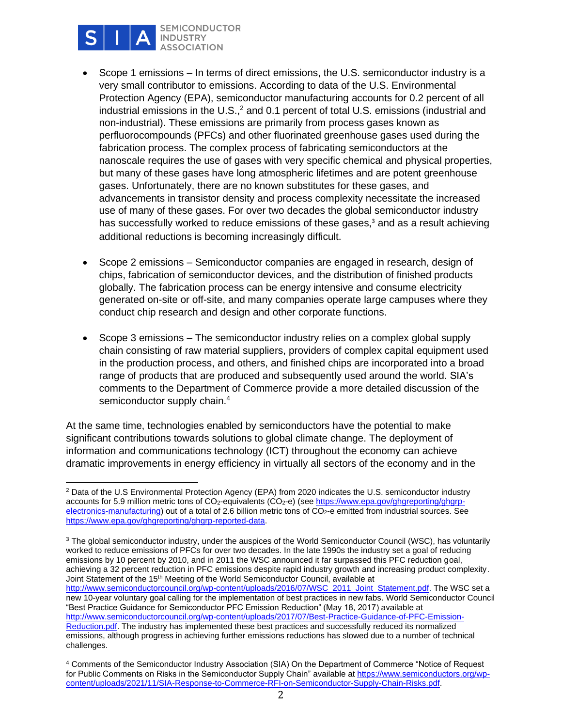- Scope 1 emissions – In terms of direct emissions, the U.S. semiconductor industry is a very small contributor to emissions. According to data of the U.S. Environmental Protection Agency (EPA), semiconductor manufacturing accounts for 0.2 percent of all industrial emissions in the U.S.,[2] and 0.1 percent of total U.S. emissions (industrial and non-industrial). These emissions are primarily from process gases known as perfluorocompounds (PFCs) and other fluorinated greenhouse gases used during the fabrication process. The complex process of fabricating semiconductors at the nanoscale requires the use of gases with very specific chemical and physical properties, but many of these gases have long atmospheric lifetimes and are potent greenhouse gases. Unfortunately, there are no known substitutes for these gases, and advancements in transistor density and process complexity necessitate the increased use of many of these gases. For over two decades the global semiconductor industry has successfully worked to reduce emissions of these gases,[3] and as a result achieving additional reductions is becoming increasingly difficult.

- Scope 2 emissions – Semiconductor companies are engaged in research, design of chips, fabrication of semiconductor devices, and the distribution of finished products globally. The fabrication process can be energy intensive and consume electricity generated on-site or off-site, and many companies operate large campuses where they conduct chip research and design and other corporate functions.

- Scope 3 emissions – The semiconductor industry relies on a complex global supply chain consisting of raw material suppliers, providers of complex capital equipment used in the production process, and others, and finished chips are incorporated into a broad range of products that are produced and subsequently used around the world. SIA's comments to the Department of Commerce provide a more detailed discussion of the semiconductor supply chain.[4]

At the same time, technologies enabled by semiconductors have the potential to make significant contributions towards solutions to global climate change. The deployment of information and communications technology (ICT) throughout the economy can achieve dramatic improvements in energy efficiency in virtually all sectors of the economy and in the

---

[2] Data of the U.S Environmental Protection Agency (EPA) from 2020 indicates the U.S. semiconductor industry accounts for 5.9 million metric tons of $CO_2$-equivalents ($CO_2$-e) (see https://www.epa.gov/ghgreporting/ghgrp-electronics-manufacturing) out of a total of 2.6 billion metric tons of $CO_2$-e emitted from industrial sources. See https://www.epa.gov/ghgreporting/ghgrp-reported-data.

[3] The global semiconductor industry, under the auspices of the World Semiconductor Council (WSC), has voluntarily worked to reduce emissions of PFCs for over two decades. In the late 1990s the industry set a goal of reducing emissions by 10 percent by 2010, and in 2011 the WSC announced it far surpassed this PFC reduction goal, achieving a 32 percent reduction in PFC emissions despite rapid industry growth and increasing product complexity. Joint Statement of the 15th Meeting of the World Semiconductor Council, available at http://www.semiconductorcouncil.org/wp-content/uploads/2016/07/WSC_2011_Joint_Statement.pdf. The WSC set a new 10-year voluntary goal calling for the implementation of best practices in new fabs. World Semiconductor Council "Best Practice Guidance for Semiconductor PFC Emission Reduction" (May 18, 2017) available at http://www.semiconductorcouncil.org/wp-content/uploads/2017/07/Best-Practice-Guidance-of-PFC-Emission-Reduction.pdf. The industry has implemented these best practices and successfully reduced its normalized emissions, although progress in achieving further emissions reductions has slowed due to a number of technical challenges.

[4] Comments of the Semiconductor Industry Association (SIA) On the Department of Commerce "Notice of Request for Public Comments on Risks in the Semiconductor Supply Chain" available at https://www.semiconductors.org/wp-content/uploads/2021/11/SIA-Response-to-Commerce-RFI-on-Semiconductor-Supply-Chain-Risks.pdf.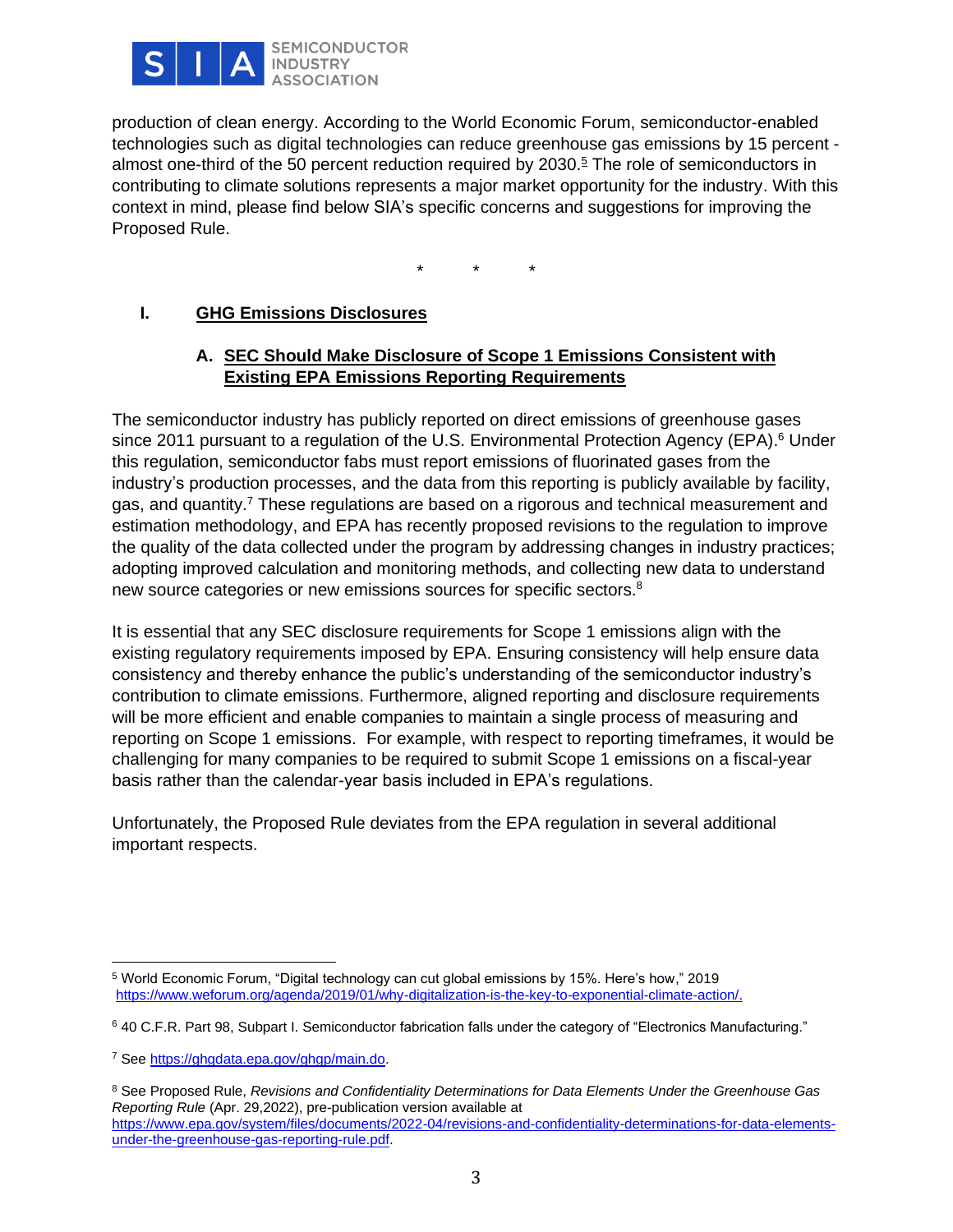production of clean energy. According to the World Economic Forum, semiconductor-enabled technologies such as digital technologies can reduce greenhouse gas emissions by 15 percent - almost one-third of the 50 percent reduction required by 2030.[5] The role of semiconductors in contributing to climate solutions represents a major market opportunity for the industry. With this context in mind, please find below SIA's specific concerns and suggestions for improving the Proposed Rule.

\* \* \*

## I. <u>GHG Emissions Disclosures</u>

### A. <u>SEC Should Make Disclosure of Scope 1 Emissions Consistent with Existing EPA Emissions Reporting Requirements</u>

The semiconductor industry has publicly reported on direct emissions of greenhouse gases since 2011 pursuant to a regulation of the U.S. Environmental Protection Agency (EPA).[6] Under this regulation, semiconductor fabs must report emissions of fluorinated gases from the industry's production processes, and the data from this reporting is publicly available by facility, gas, and quantity.[7] These regulations are based on a rigorous and technical measurement and estimation methodology, and EPA has recently proposed revisions to the regulation to improve the quality of the data collected under the program by addressing changes in industry practices; adopting improved calculation and monitoring methods, and collecting new data to understand new source categories or new emissions sources for specific sectors.[8]

It is essential that any SEC disclosure requirements for Scope 1 emissions align with the existing regulatory requirements imposed by EPA. Ensuring consistency will help ensure data consistency and thereby enhance the public's understanding of the semiconductor industry's contribution to climate emissions. Furthermore, aligned reporting and disclosure requirements will be more efficient and enable companies to maintain a single process of measuring and reporting on Scope 1 emissions. For example, with respect to reporting timeframes, it would be challenging for many companies to be required to submit Scope 1 emissions on a fiscal-year basis rather than the calendar-year basis included in EPA's regulations.

Unfortunately, the Proposed Rule deviates from the EPA regulation in several additional important respects.

---

[5] World Economic Forum, "Digital technology can cut global emissions by 15%. Here's how," 2019 https://www.weforum.org/agenda/2019/01/why-digitalization-is-the-key-to-exponential-climate-action/.

[6] 40 C.F.R. Part 98, Subpart I. Semiconductor fabrication falls under the category of "Electronics Manufacturing."

[7] See https://ghgdata.epa.gov/ghgp/main.do.

[8] See Proposed Rule, *Revisions and Confidentiality Determinations for Data Elements Under the Greenhouse Gas Reporting Rule* (Apr. 29,2022), pre-publication version available at https://www.epa.gov/system/files/documents/2022-04/revisions-and-confidentiality-determinations-for-data-elements-under-the-greenhouse-gas-reporting-rule.pdf.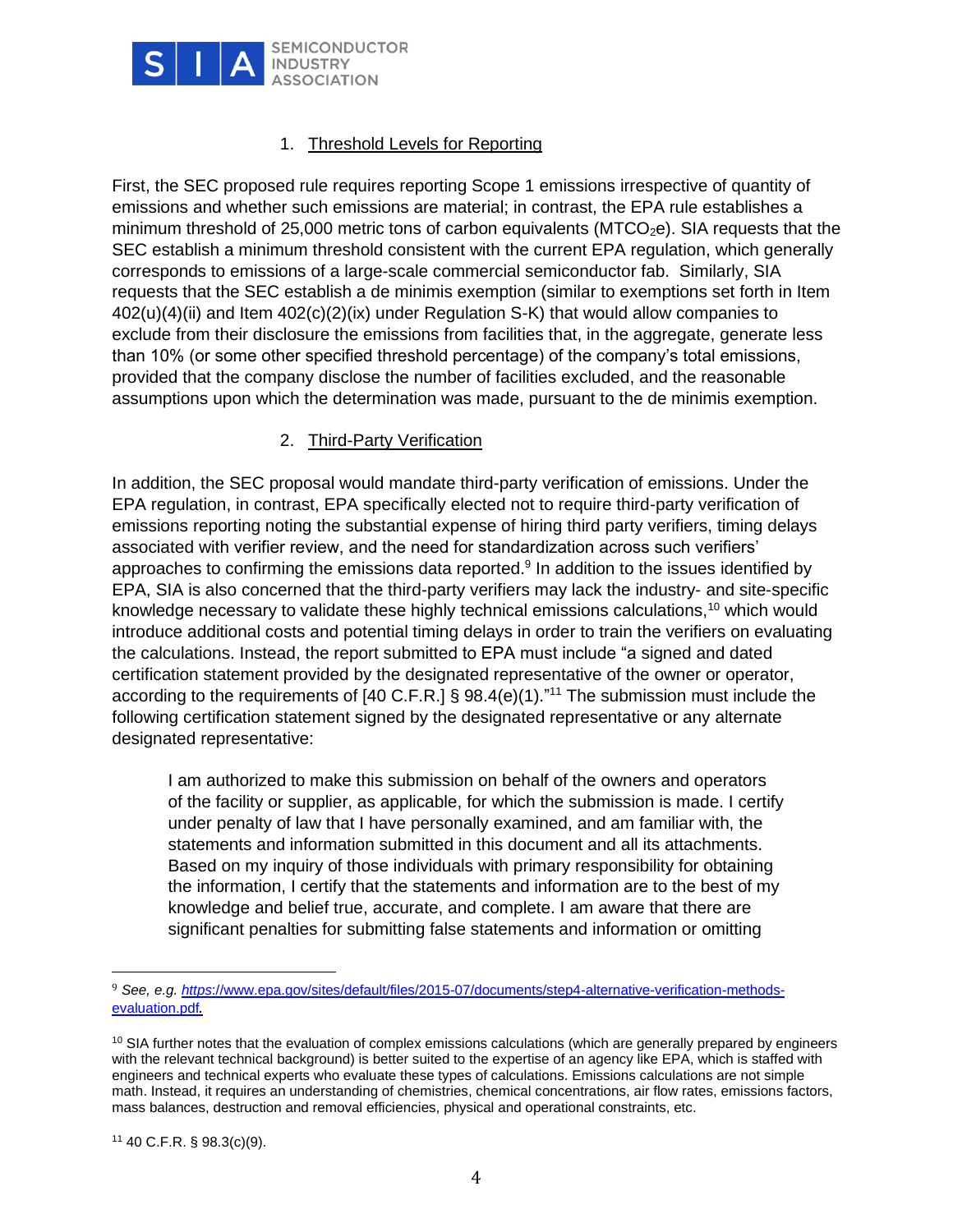### 1. Threshold Levels for Reporting

First, the SEC proposed rule requires reporting Scope 1 emissions irrespective of quantity of emissions and whether such emissions are material; in contrast, the EPA rule establishes a minimum threshold of 25,000 metric tons of carbon equivalents ($MTCO_2e$). SIA requests that the SEC establish a minimum threshold consistent with the current EPA regulation, which generally corresponds to emissions of a large-scale commercial semiconductor fab. Similarly, SIA requests that the SEC establish a de minimis exemption (similar to exemptions set forth in Item 402(u)(4)(ii) and Item 402(c)(2)(ix) under Regulation S-K) that would allow companies to exclude from their disclosure the emissions from facilities that, in the aggregate, generate less than 10% (or some other specified threshold percentage) of the company's total emissions, provided that the company disclose the number of facilities excluded, and the reasonable assumptions upon which the determination was made, pursuant to the de minimis exemption.

### 2. Third-Party Verification

In addition, the SEC proposal would mandate third-party verification of emissions. Under the EPA regulation, in contrast, EPA specifically elected not to require third-party verification of emissions reporting noting the substantial expense of hiring third party verifiers, timing delays associated with verifier review, and the need for standardization across such verifiers' approaches to confirming the emissions data reported.[9] In addition to the issues identified by EPA, SIA is also concerned that the third-party verifiers may lack the industry- and site-specific knowledge necessary to validate these highly technical emissions calculations,[10] which would introduce additional costs and potential timing delays in order to train the verifiers on evaluating the calculations. Instead, the report submitted to EPA must include "a signed and dated certification statement provided by the designated representative of the owner or operator, according to the requirements of [40 C.F.R.] § 98.4(e)(1)."[11] The submission must include the following certification statement signed by the designated representative or any alternate designated representative:

> I am authorized to make this submission on behalf of the owners and operators of the facility or supplier, as applicable, for which the submission is made. I certify under penalty of law that I have personally examined, and am familiar with, the statements and information submitted in this document and all its attachments. Based on my inquiry of those individuals with primary responsibility for obtaining the information, I certify that the statements and information are to the best of my knowledge and belief true, accurate, and complete. I am aware that there are significant penalties for submitting false statements and information or omitting

---

[9] *See, e.g.* [https://www.epa.gov/sites/default/files/2015-07/documents/step4-alternative-verification-methods-evaluation.pdf](https://www.epa.gov/sites/default/files/2015-07/documents/step4-alternative-verification-methods-evaluation.pdf).

[10] SIA further notes that the evaluation of complex emissions calculations (which are generally prepared by engineers with the relevant technical background) is better suited to the expertise of an agency like EPA, which is staffed with engineers and technical experts who evaluate these types of calculations. Emissions calculations are not simple math. Instead, it requires an understanding of chemistries, chemical concentrations, air flow rates, emissions factors, mass balances, destruction and removal efficiencies, physical and operational constraints, etc.

[11] 40 C.F.R. § 98.3(c)(9).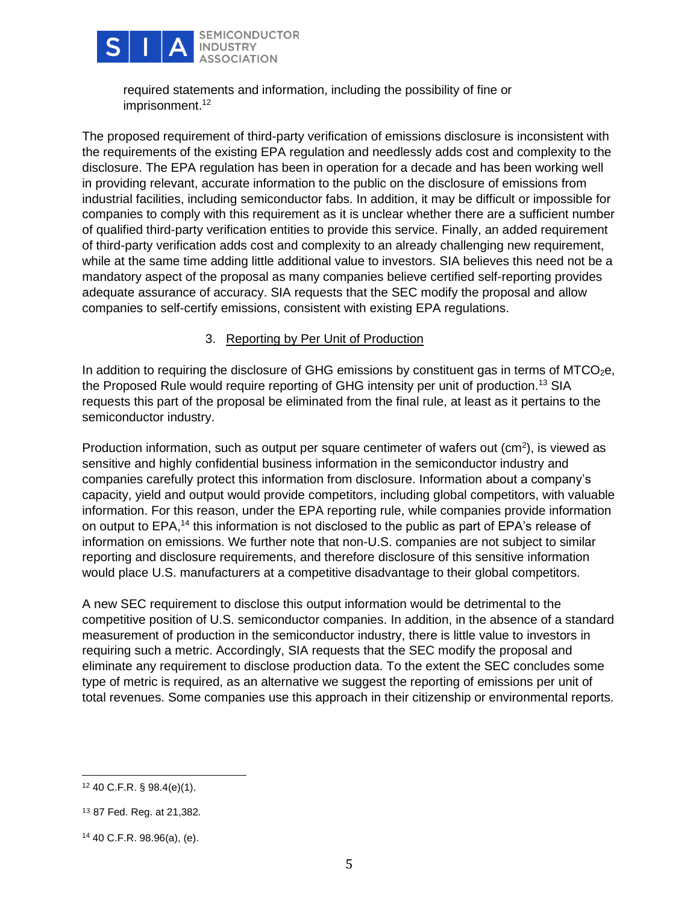required statements and information, including the possibility of fine or imprisonment.[12]

The proposed requirement of third-party verification of emissions disclosure is inconsistent with the requirements of the existing EPA regulation and needlessly adds cost and complexity to the disclosure. The EPA regulation has been in operation for a decade and has been working well in providing relevant, accurate information to the public on the disclosure of emissions from industrial facilities, including semiconductor fabs. In addition, it may be difficult or impossible for companies to comply with this requirement as it is unclear whether there are a sufficient number of qualified third-party verification entities to provide this service. Finally, an added requirement of third-party verification adds cost and complexity to an already challenging new requirement, while at the same time adding little additional value to investors. SIA believes this need not be a mandatory aspect of the proposal as many companies believe certified self-reporting provides adequate assurance of accuracy. SIA requests that the SEC modify the proposal and allow companies to self-certify emissions, consistent with existing EPA regulations.

### 3. Reporting by Per Unit of Production

In addition to requiring the disclosure of GHG emissions by constituent gas in terms of $MTCO_2e$, the Proposed Rule would require reporting of GHG intensity per unit of production.[13] SIA requests this part of the proposal be eliminated from the final rule, at least as it pertains to the semiconductor industry.

Production information, such as output per square centimeter of wafers out ($cm^2$), is viewed as sensitive and highly confidential business information in the semiconductor industry and companies carefully protect this information from disclosure. Information about a company's capacity, yield and output would provide competitors, including global competitors, with valuable information. For this reason, under the EPA reporting rule, while companies provide information on output to EPA,[14] this information is not disclosed to the public as part of EPA's release of information on emissions. We further note that non-U.S. companies are not subject to similar reporting and disclosure requirements, and therefore disclosure of this sensitive information would place U.S. manufacturers at a competitive disadvantage to their global competitors.

A new SEC requirement to disclose this output information would be detrimental to the competitive position of U.S. semiconductor companies. In addition, in the absence of a standard measurement of production in the semiconductor industry, there is little value to investors in requiring such a metric. Accordingly, SIA requests that the SEC modify the proposal and eliminate any requirement to disclose production data. To the extent the SEC concludes some type of metric is required, as an alternative we suggest the reporting of emissions per unit of total revenues. Some companies use this approach in their citizenship or environmental reports.

---

[12] 40 C.F.R. § 98.4(e)(1).

[13] 87 Fed. Reg. at 21,382.

[14] 40 C.F.R. 98.96(a), (e).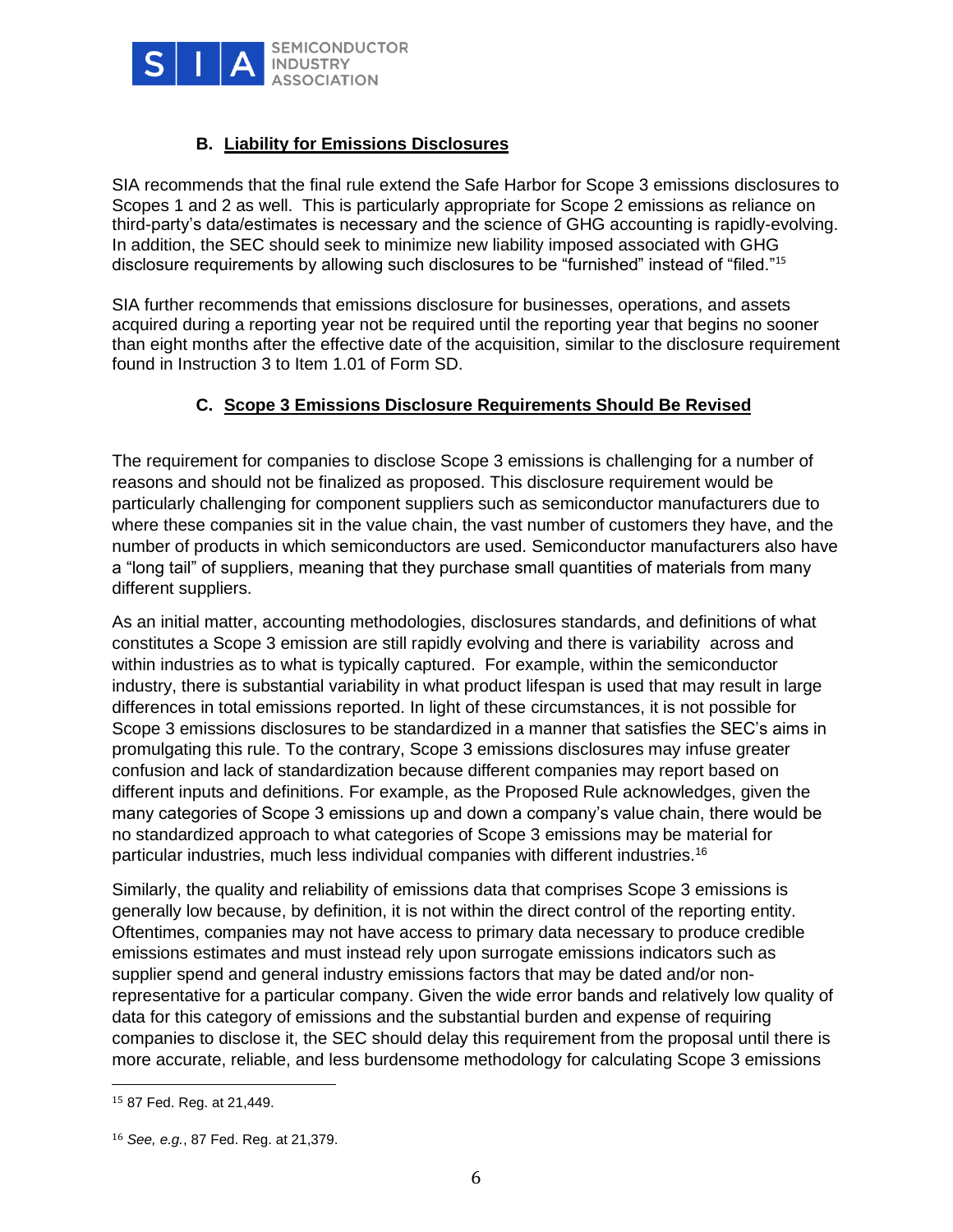### B. Liability for Emissions Disclosures

SIA recommends that the final rule extend the Safe Harbor for Scope 3 emissions disclosures to Scopes 1 and 2 as well. This is particularly appropriate for Scope 2 emissions as reliance on third-party's data/estimates is necessary and the science of GHG accounting is rapidly-evolving. In addition, the SEC should seek to minimize new liability imposed associated with GHG disclosure requirements by allowing such disclosures to be "furnished" instead of "filed."[15]

SIA further recommends that emissions disclosure for businesses, operations, and assets acquired during a reporting year not be required until the reporting year that begins no sooner than eight months after the effective date of the acquisition, similar to the disclosure requirement found in Instruction 3 to Item 1.01 of Form SD.

### C. Scope 3 Emissions Disclosure Requirements Should Be Revised

The requirement for companies to disclose Scope 3 emissions is challenging for a number of reasons and should not be finalized as proposed. This disclosure requirement would be particularly challenging for component suppliers such as semiconductor manufacturers due to where these companies sit in the value chain, the vast number of customers they have, and the number of products in which semiconductors are used. Semiconductor manufacturers also have a "long tail" of suppliers, meaning that they purchase small quantities of materials from many different suppliers.

As an initial matter, accounting methodologies, disclosures standards, and definitions of what constitutes a Scope 3 emission are still rapidly evolving and there is variability across and within industries as to what is typically captured. For example, within the semiconductor industry, there is substantial variability in what product lifespan is used that may result in large differences in total emissions reported. In light of these circumstances, it is not possible for Scope 3 emissions disclosures to be standardized in a manner that satisfies the SEC's aims in promulgating this rule. To the contrary, Scope 3 emissions disclosures may infuse greater confusion and lack of standardization because different companies may report based on different inputs and definitions. For example, as the Proposed Rule acknowledges, given the many categories of Scope 3 emissions up and down a company's value chain, there would be no standardized approach to what categories of Scope 3 emissions may be material for particular industries, much less individual companies with different industries.[16]

Similarly, the quality and reliability of emissions data that comprises Scope 3 emissions is generally low because, by definition, it is not within the direct control of the reporting entity. Oftentimes, companies may not have access to primary data necessary to produce credible emissions estimates and must instead rely upon surrogate emissions indicators such as supplier spend and general industry emissions factors that may be dated and/or non-representative for a particular company. Given the wide error bands and relatively low quality of data for this category of emissions and the substantial burden and expense of requiring companies to disclose it, the SEC should delay this requirement from the proposal until there is more accurate, reliable, and less burdensome methodology for calculating Scope 3 emissions

---

[15] 87 Fed. Reg. at 21,449.

[16] *See, e.g.*, 87 Fed. Reg. at 21,379.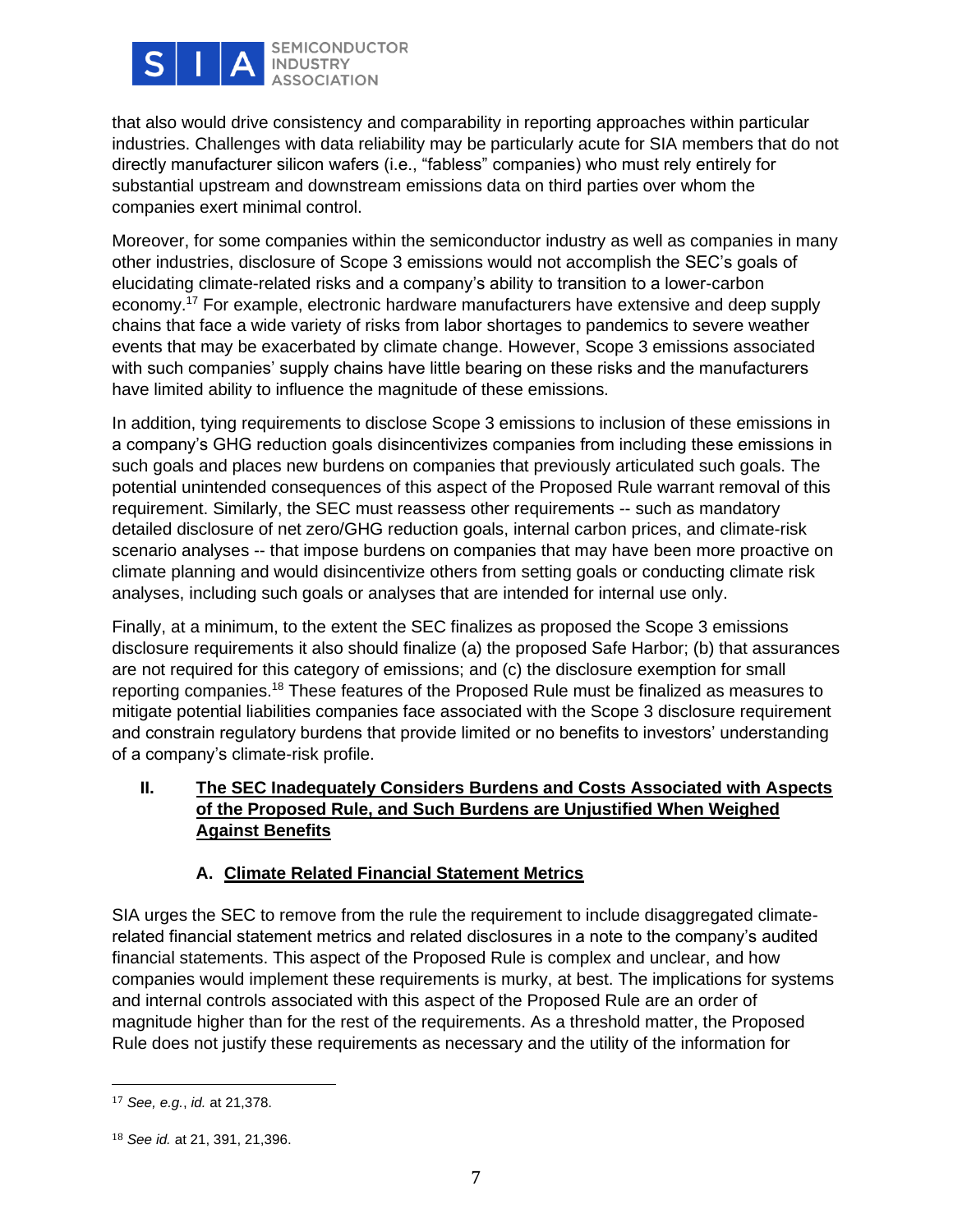that also would drive consistency and comparability in reporting approaches within particular industries. Challenges with data reliability may be particularly acute for SIA members that do not directly manufacturer silicon wafers (i.e., "fabless" companies) who must rely entirely for substantial upstream and downstream emissions data on third parties over whom the companies exert minimal control.

Moreover, for some companies within the semiconductor industry as well as companies in many other industries, disclosure of Scope 3 emissions would not accomplish the SEC's goals of elucidating climate-related risks and a company's ability to transition to a lower-carbon economy.[17] For example, electronic hardware manufacturers have extensive and deep supply chains that face a wide variety of risks from labor shortages to pandemics to severe weather events that may be exacerbated by climate change. However, Scope 3 emissions associated with such companies' supply chains have little bearing on these risks and the manufacturers have limited ability to influence the magnitude of these emissions.

In addition, tying requirements to disclose Scope 3 emissions to inclusion of these emissions in a company's GHG reduction goals disincentivizes companies from including these emissions in such goals and places new burdens on companies that previously articulated such goals. The potential unintended consequences of this aspect of the Proposed Rule warrant removal of this requirement. Similarly, the SEC must reassess other requirements -- such as mandatory detailed disclosure of net zero/GHG reduction goals, internal carbon prices, and climate-risk scenario analyses -- that impose burdens on companies that may have been more proactive on climate planning and would disincentivize others from setting goals or conducting climate risk analyses, including such goals or analyses that are intended for internal use only.

Finally, at a minimum, to the extent the SEC finalizes as proposed the Scope 3 emissions disclosure requirements it also should finalize (a) the proposed Safe Harbor; (b) that assurances are not required for this category of emissions; and (c) the disclosure exemption for small reporting companies.[18] These features of the Proposed Rule must be finalized as measures to mitigate potential liabilities companies face associated with the Scope 3 disclosure requirement and constrain regulatory burdens that provide limited or no benefits to investors' understanding of a company's climate-risk profile.

## II. <u>The SEC Inadequately Considers Burdens and Costs Associated with Aspects of the Proposed Rule, and Such Burdens are Unjustified When Weighed Against Benefits</u>

### A. <u>Climate Related Financial Statement Metrics</u>

SIA urges the SEC to remove from the rule the requirement to include disaggregated climate-related financial statement metrics and related disclosures in a note to the company's audited financial statements. This aspect of the Proposed Rule is complex and unclear, and how companies would implement these requirements is murky, at best. The implications for systems and internal controls associated with this aspect of the Proposed Rule are an order of magnitude higher than for the rest of the requirements. As a threshold matter, the Proposed Rule does not justify these requirements as necessary and the utility of the information for

---

[17] *See, e.g.*, *id.* at 21,378.

[18] *See id.* at 21, 391, 21,396.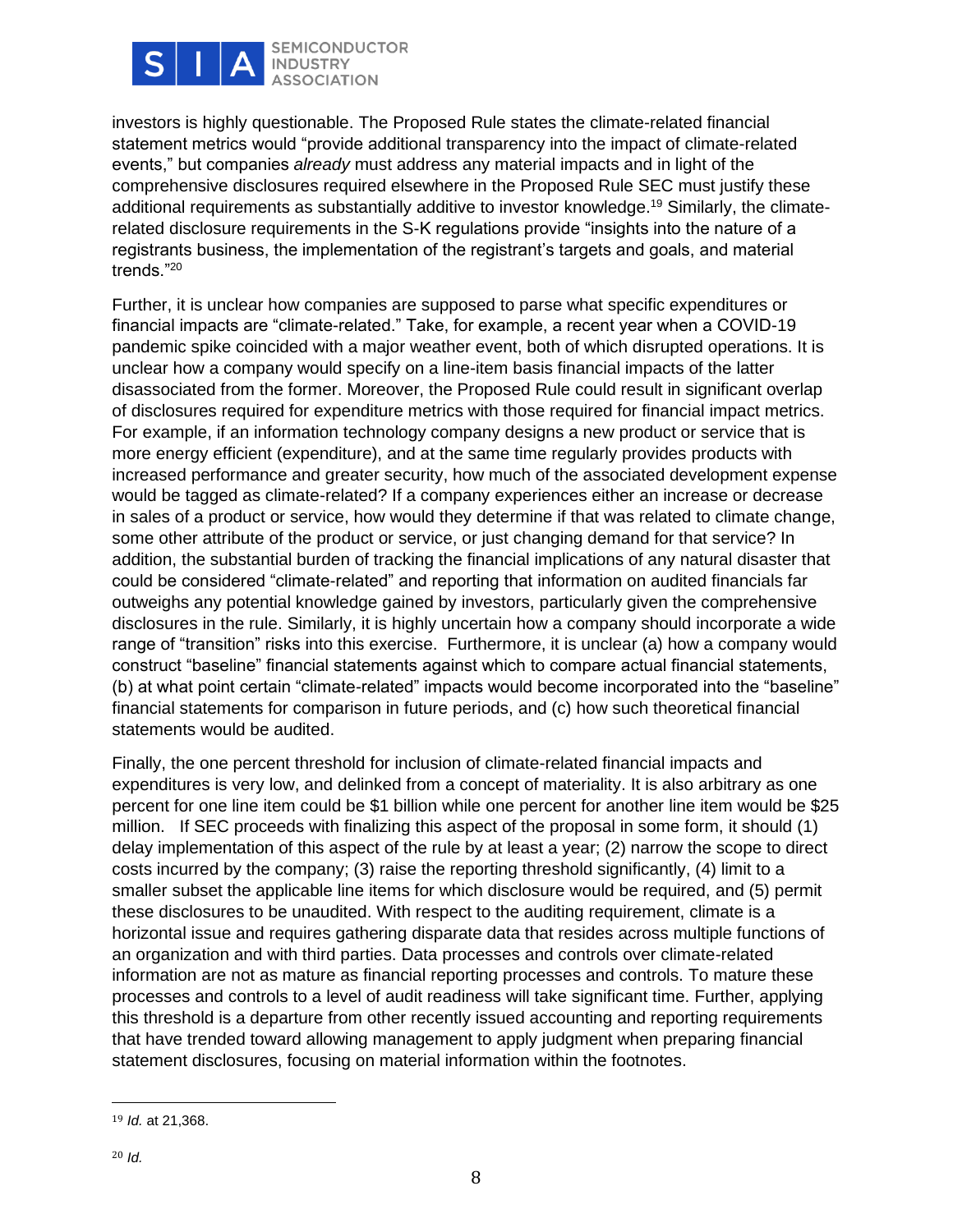investors is highly questionable. The Proposed Rule states the climate-related financial statement metrics would "provide additional transparency into the impact of climate-related events," but companies *already* must address any material impacts and in light of the comprehensive disclosures required elsewhere in the Proposed Rule SEC must justify these additional requirements as substantially additive to investor knowledge.[19] Similarly, the climate-related disclosure requirements in the S-K regulations provide "insights into the nature of a registrants business, the implementation of the registrant's targets and goals, and material trends."[20]

Further, it is unclear how companies are supposed to parse what specific expenditures or financial impacts are "climate-related." Take, for example, a recent year when a COVID-19 pandemic spike coincided with a major weather event, both of which disrupted operations. It is unclear how a company would specify on a line-item basis financial impacts of the latter disassociated from the former. Moreover, the Proposed Rule could result in significant overlap of disclosures required for expenditure metrics with those required for financial impact metrics. For example, if an information technology company designs a new product or service that is more energy efficient (expenditure), and at the same time regularly provides products with increased performance and greater security, how much of the associated development expense would be tagged as climate-related? If a company experiences either an increase or decrease in sales of a product or service, how would they determine if that was related to climate change, some other attribute of the product or service, or just changing demand for that service? In addition, the substantial burden of tracking the financial implications of any natural disaster that could be considered "climate-related" and reporting that information on audited financials far outweighs any potential knowledge gained by investors, particularly given the comprehensive disclosures in the rule. Similarly, it is highly uncertain how a company should incorporate a wide range of "transition" risks into this exercise. Furthermore, it is unclear (a) how a company would construct "baseline" financial statements against which to compare actual financial statements, (b) at what point certain "climate-related" impacts would become incorporated into the "baseline" financial statements for comparison in future periods, and (c) how such theoretical financial statements would be audited.

Finally, the one percent threshold for inclusion of climate-related financial impacts and expenditures is very low, and delinked from a concept of materiality. It is also arbitrary as one percent for one line item could be $1 billion while one percent for another line item would be $25 million. If SEC proceeds with finalizing this aspect of the proposal in some form, it should (1) delay implementation of this aspect of the rule by at least a year; (2) narrow the scope to direct costs incurred by the company; (3) raise the reporting threshold significantly, (4) limit to a smaller subset the applicable line items for which disclosure would be required, and (5) permit these disclosures to be unaudited. With respect to the auditing requirement, climate is a horizontal issue and requires gathering disparate data that resides across multiple functions of an organization and with third parties. Data processes and controls over climate-related information are not as mature as financial reporting processes and controls. To mature these processes and controls to a level of audit readiness will take significant time. Further, applying this threshold is a departure from other recently issued accounting and reporting requirements that have trended toward allowing management to apply judgment when preparing financial statement disclosures, focusing on material information within the footnotes.

---

[19] *Id.* at 21,368.

[20] *Id.*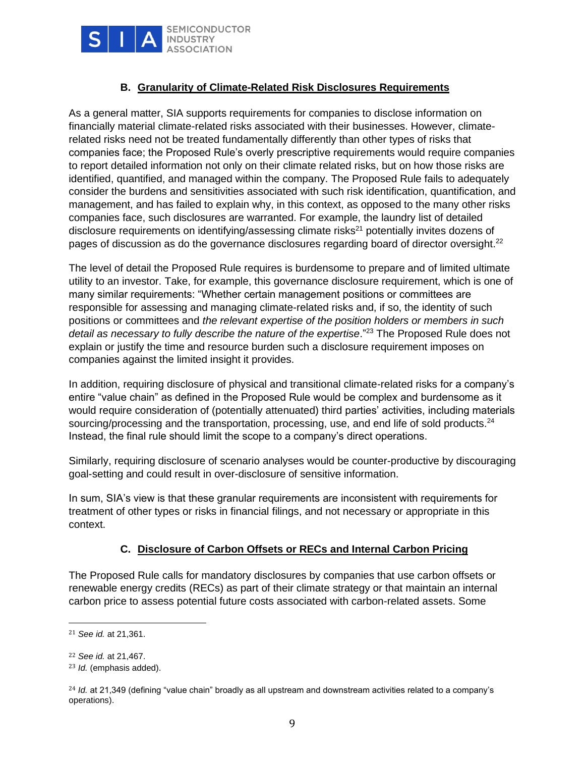### B. Granularity of Climate-Related Risk Disclosures Requirements

As a general matter, SIA supports requirements for companies to disclose information on financially material climate-related risks associated with their businesses. However, climate-related risks need not be treated fundamentally differently than other types of risks that companies face; the Proposed Rule's overly prescriptive requirements would require companies to report detailed information not only on their climate related risks, but on how those risks are identified, quantified, and managed within the company. The Proposed Rule fails to adequately consider the burdens and sensitivities associated with such risk identification, quantification, and management, and has failed to explain why, in this context, as opposed to the many other risks companies face, such disclosures are warranted. For example, the laundry list of detailed disclosure requirements on identifying/assessing climate risks[21] potentially invites dozens of pages of discussion as do the governance disclosures regarding board of director oversight.[22]

The level of detail the Proposed Rule requires is burdensome to prepare and of limited ultimate utility to an investor. Take, for example, this governance disclosure requirement, which is one of many similar requirements: "Whether certain management positions or committees are responsible for assessing and managing climate-related risks and, if so, the identity of such positions or committees and *the relevant expertise of the position holders or members in such detail as necessary to fully describe the nature of the expertise*."[23] The Proposed Rule does not explain or justify the time and resource burden such a disclosure requirement imposes on companies against the limited insight it provides.

In addition, requiring disclosure of physical and transitional climate-related risks for a company's entire "value chain" as defined in the Proposed Rule would be complex and burdensome as it would require consideration of (potentially attenuated) third parties' activities, including materials sourcing/processing and the transportation, processing, use, and end life of sold products.[24] Instead, the final rule should limit the scope to a company's direct operations.

Similarly, requiring disclosure of scenario analyses would be counter-productive by discouraging goal-setting and could result in over-disclosure of sensitive information.

In sum, SIA's view is that these granular requirements are inconsistent with requirements for treatment of other types or risks in financial filings, and not necessary or appropriate in this context.

### C. Disclosure of Carbon Offsets or RECs and Internal Carbon Pricing

The Proposed Rule calls for mandatory disclosures by companies that use carbon offsets or renewable energy credits (RECs) as part of their climate strategy or that maintain an internal carbon price to assess potential future costs associated with carbon-related assets. Some

---

[21] *See id.* at 21,361.

[22] *See id.* at 21,467.

[23] *Id.* (emphasis added).

[24] *Id.* at 21,349 (defining "value chain" broadly as all upstream and downstream activities related to a company's operations).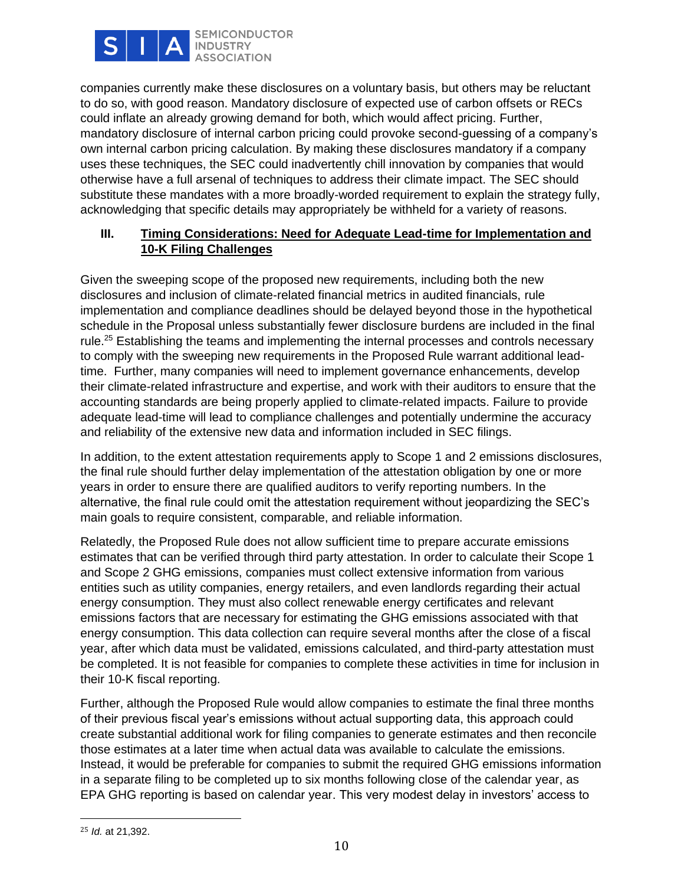companies currently make these disclosures on a voluntary basis, but others may be reluctant to do so, with good reason. Mandatory disclosure of expected use of carbon offsets or RECs could inflate an already growing demand for both, which would affect pricing. Further, mandatory disclosure of internal carbon pricing could provoke second-guessing of a company's own internal carbon pricing calculation. By making these disclosures mandatory if a company uses these techniques, the SEC could inadvertently chill innovation by companies that would otherwise have a full arsenal of techniques to address their climate impact. The SEC should substitute these mandates with a more broadly-worded requirement to explain the strategy fully, acknowledging that specific details may appropriately be withheld for a variety of reasons.

## III. <u>Timing Considerations: Need for Adequate Lead-time for Implementation and 10-K Filing Challenges</u>

Given the sweeping scope of the proposed new requirements, including both the new disclosures and inclusion of climate-related financial metrics in audited financials, rule implementation and compliance deadlines should be delayed beyond those in the hypothetical schedule in the Proposal unless substantially fewer disclosure burdens are included in the final rule.[25] Establishing the teams and implementing the internal processes and controls necessary to comply with the sweeping new requirements in the Proposed Rule warrant additional lead-time. Further, many companies will need to implement governance enhancements, develop their climate-related infrastructure and expertise, and work with their auditors to ensure that the accounting standards are being properly applied to climate-related impacts. Failure to provide adequate lead-time will lead to compliance challenges and potentially undermine the accuracy and reliability of the extensive new data and information included in SEC filings.

In addition, to the extent attestation requirements apply to Scope 1 and 2 emissions disclosures, the final rule should further delay implementation of the attestation obligation by one or more years in order to ensure there are qualified auditors to verify reporting numbers. In the alternative, the final rule could omit the attestation requirement without jeopardizing the SEC's main goals to require consistent, comparable, and reliable information.

Relatedly, the Proposed Rule does not allow sufficient time to prepare accurate emissions estimates that can be verified through third party attestation. In order to calculate their Scope 1 and Scope 2 GHG emissions, companies must collect extensive information from various entities such as utility companies, energy retailers, and even landlords regarding their actual energy consumption. They must also collect renewable energy certificates and relevant emissions factors that are necessary for estimating the GHG emissions associated with that energy consumption. This data collection can require several months after the close of a fiscal year, after which data must be validated, emissions calculated, and third-party attestation must be completed. It is not feasible for companies to complete these activities in time for inclusion in their 10-K fiscal reporting.

Further, although the Proposed Rule would allow companies to estimate the final three months of their previous fiscal year's emissions without actual supporting data, this approach could create substantial additional work for filing companies to generate estimates and then reconcile those estimates at a later time when actual data was available to calculate the emissions. Instead, it would be preferable for companies to submit the required GHG emissions information in a separate filing to be completed up to six months following close of the calendar year, as EPA GHG reporting is based on calendar year. This very modest delay in investors' access to

---

[25] *Id.* at 21,392.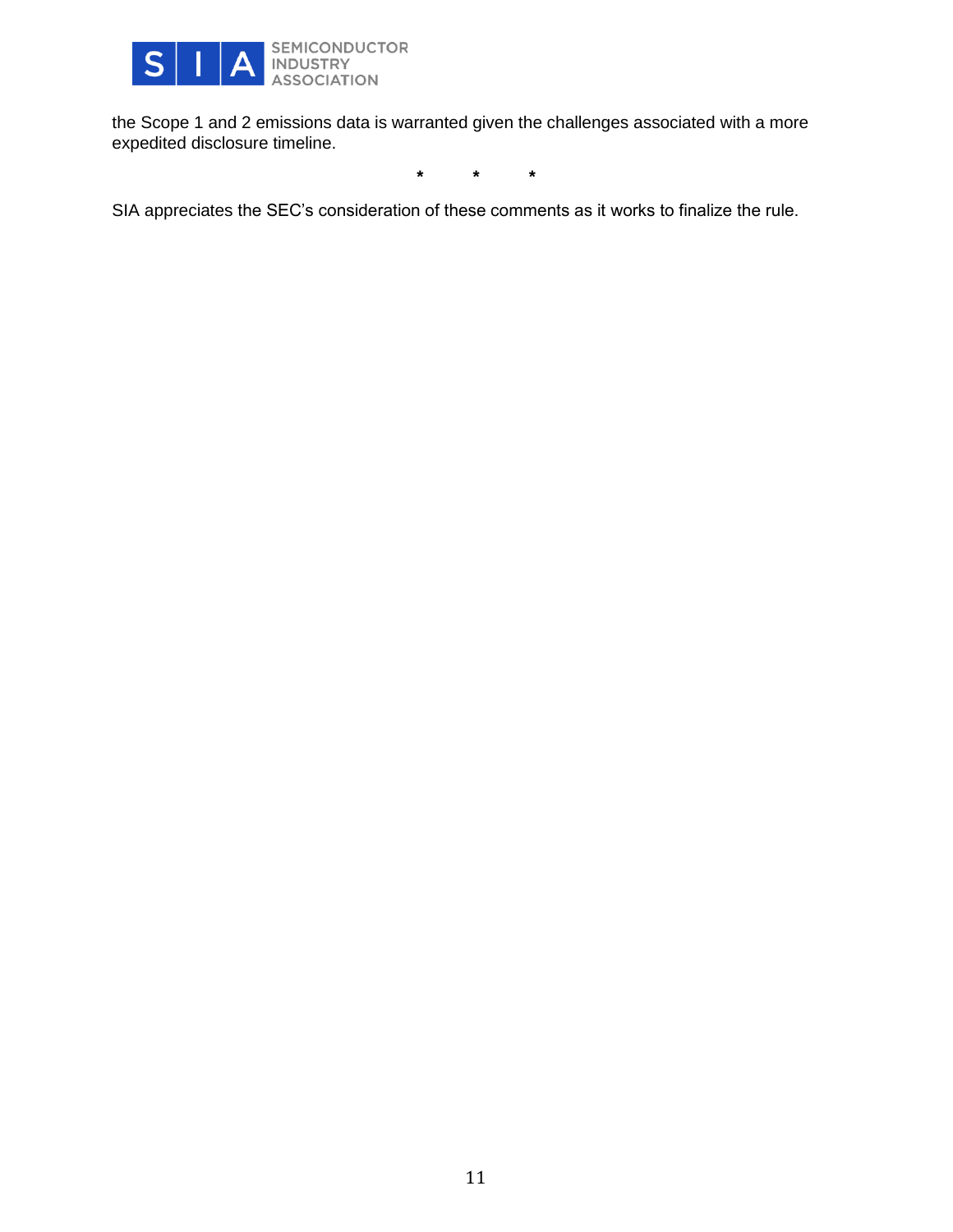the Scope 1 and 2 emissions data is warranted given the challenges associated with a more expedited disclosure timeline.

*          *          *

SIA appreciates the SEC's consideration of these comments as it works to finalize the rule.